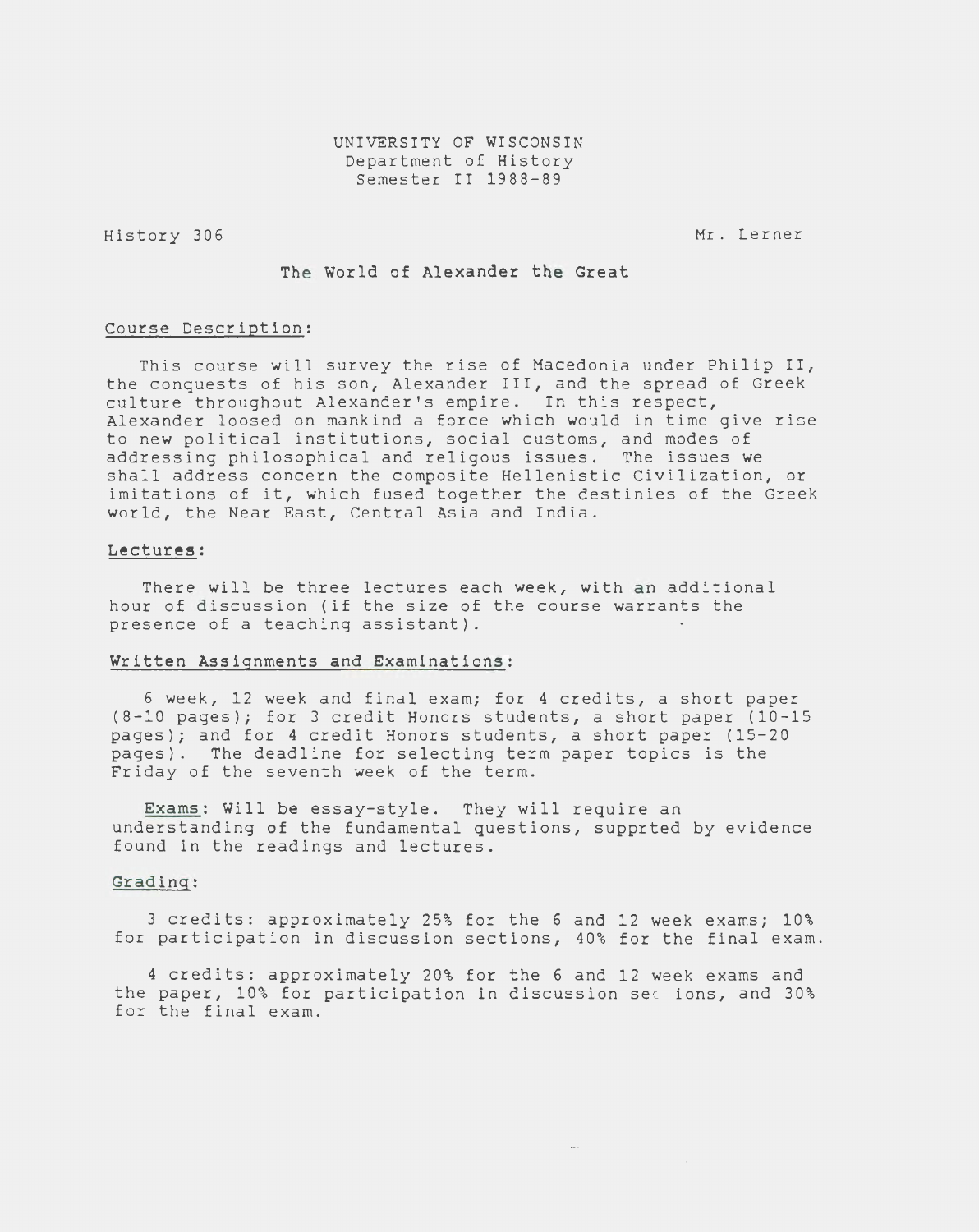UNIVERSITY OF WISCONSIN
Department of History
Semester II 1988-89

History 306 Mr. Lerner

# The World of Alexander the Great

## Course Description:

This course will survey the rise of Macedonia under Philip II, the conquests of his son, Alexander III, and the spread of Greek culture throughout Alexander's empire. In this respect, Alexander loosed on mankind a force which would in time give rise to new political institutions, social customs, and modes of addressing philosophical and religous issues. The issues we shall address concern the composite Hellenistic Civilization, or imitations of it, which fused together the destinies of the Greek world, the Near East, Central Asia and India.

## Lectures:

There will be three lectures each week, with an additional hour of discussion (if the size of the course warrants the presence of a teaching assistant).

## Written Assignments and Examinations:

6 week, 12 week and final exam; for 4 credits, a short paper (8-10 pages); for 3 credit Honors students, a short paper (10-15 pages); and for 4 credit Honors students, a short paper (15-20 pages). The deadline for selecting term paper topics is the Friday of the seventh week of the term.

Exams: Will be essay-style. They will require an understanding of the fundamental questions, supprted by evidence found in the readings and lectures.

## Grading:

3 credits: approximately 25% for the 6 and 12 week exams; 10% for participation in discussion sections, 40% for the final exam.

4 credits: approximately 20% for the 6 and 12 week exams and the paper, 10% for participation in discussion sections, and 30% for the final exam.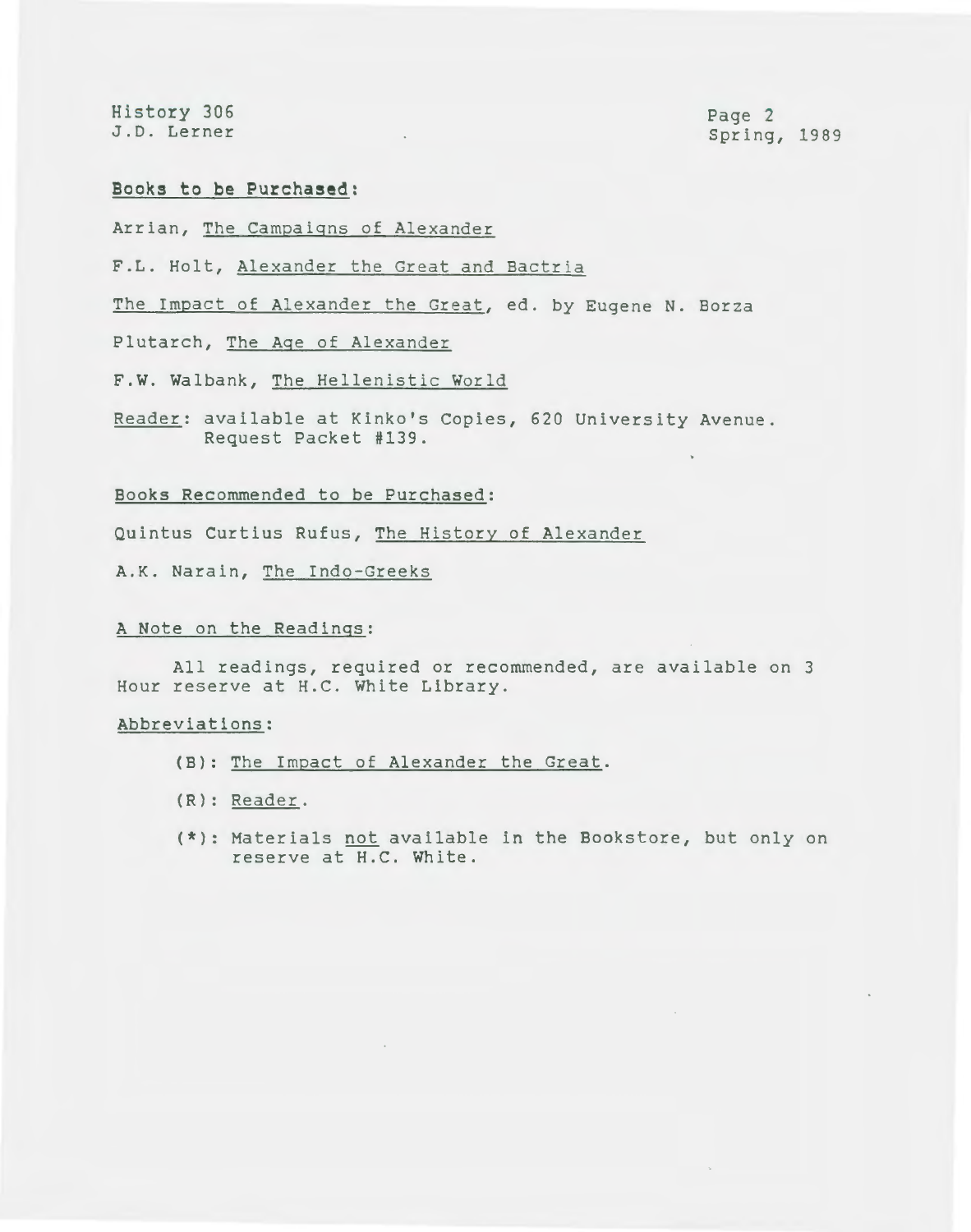**Books to be Purchased:**

Arrian, _The Campaigns of Alexander_

F.L. Holt, _Alexander the Great and Bactria_

_The Impact of Alexander the Great_, ed. by Eugene N. Borza

Plutarch, _The Age of Alexander_

F.W. Walbank, _The Hellenistic World_

_Reader_: available at Kinko's Copies, 620 University Avenue. Request Packet #139.

Books Recommended to be Purchased:

Quintus Curtius Rufus, _The History of Alexander_

A.K. Narain, _The Indo-Greeks_

A Note on the Readings:

All readings, required or recommended, are available on 3 Hour reserve at H.C. White Library.

Abbreviations:

- (B): _The Impact of Alexander the Great_.
- (R): _Reader_.
- (*): Materials _not_ available in the Bookstore, but only on reserve at H.C. White.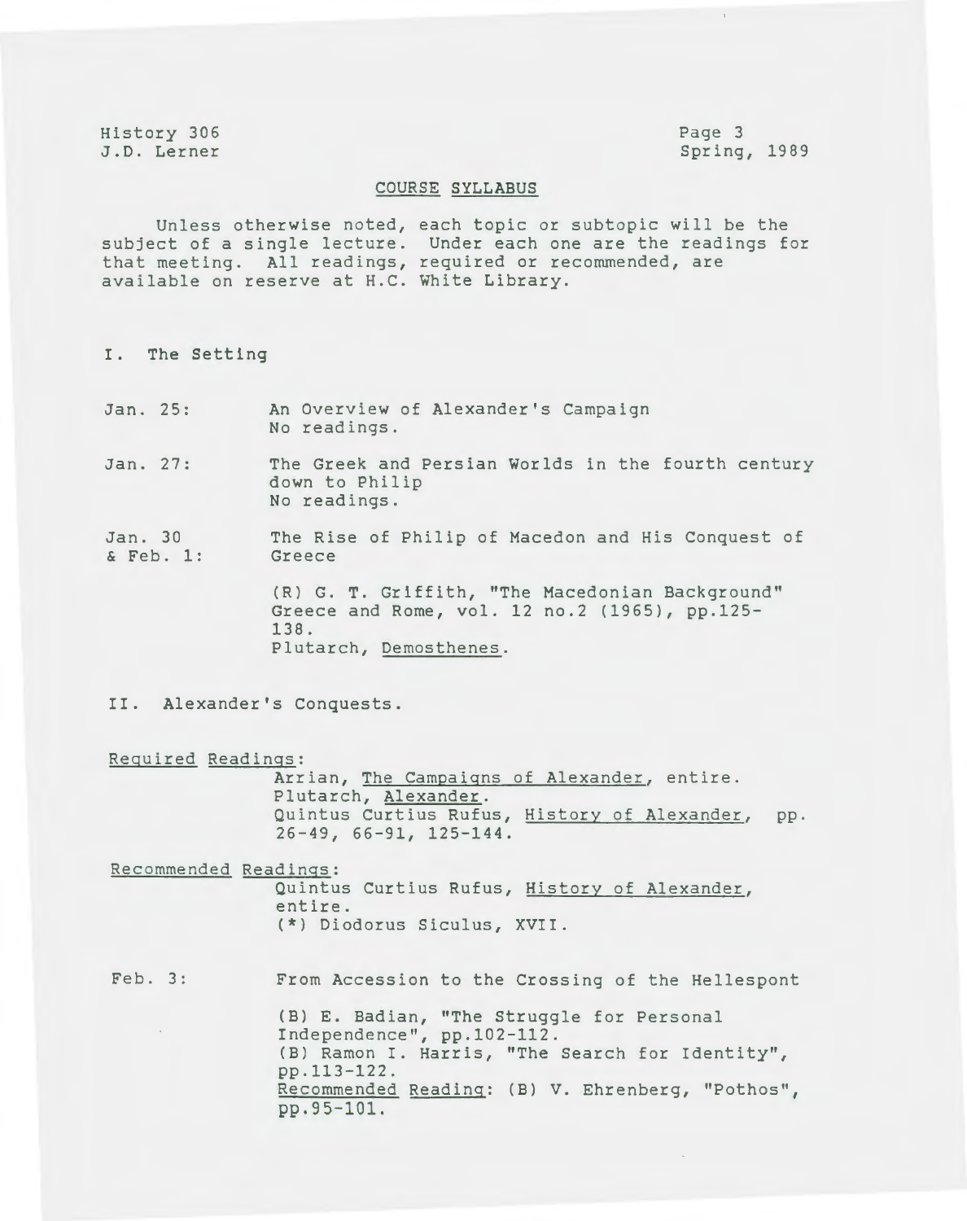History 306
J.D. Lerner

Spring, 1989

## COURSE SYLLABUS

Unless otherwise noted, each topic or subtopic will be the subject of a single lecture. Under each one are the readings for that meeting. All readings, required or recommended, are available on reserve at H.C. White Library.

### I. The Setting

**Jan. 25:** An Overview of Alexander's Campaign
No readings.

**Jan. 27:** The Greek and Persian Worlds in the fourth century down to Philip
No readings.

**Jan. 30 & Feb. 1:** The Rise of Philip of Macedon and His Conquest of Greece

(R) G. T. Griffith, "The Macedonian Background" Greece and Rome, vol. 12 no.2 (1965), pp.125-138.
Plutarch, *Demosthenes*.

### II. Alexander's Conquests.

Required Readings:

Arrian, *The Campaigns of Alexander*, entire.
Plutarch, *Alexander*.
Quintus Curtius Rufus, *History of Alexander*, pp. 26-49, 66-91, 125-144.

Recommended Readings:

Quintus Curtius Rufus, *History of Alexander*, entire.
(*) Diodorus Siculus, XVII.

**Feb. 3:** From Accession to the Crossing of the Hellespont

(B) E. Badian, "The Struggle for Personal Independence", pp.102-112.
(B) Ramon I. Harris, "The Search for Identity", pp.113-122.
Recommended Reading: (B) V. Ehrenberg, "Pothos", pp.95-101.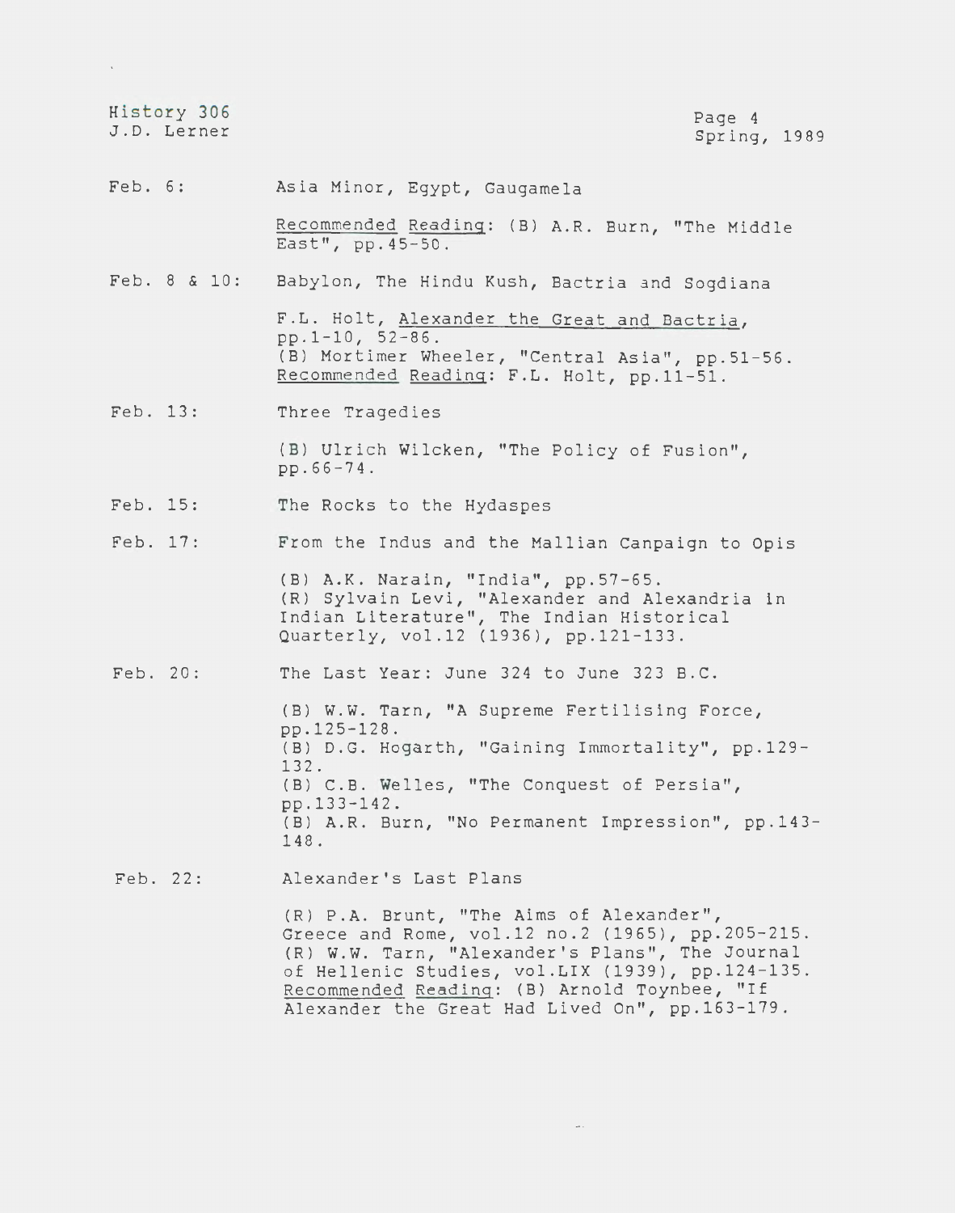**Feb. 6:** Asia Minor, Egypt, Gaugamela

Recommended Reading: (B) A.R. Burn, "The Middle East", pp.45-50.

**Feb. 8 & 10:** Babylon, The Hindu Kush, Bactria and Sogdiana

F.L. Holt, Alexander the Great and Bactria, pp.1-10, 52-86.
(B) Mortimer Wheeler, "Central Asia", pp.51-56.
Recommended Reading: F.L. Holt, pp.11-51.

**Feb. 13:** Three Tragedies

(B) Ulrich Wilcken, "The Policy of Fusion", pp.66-74.

**Feb. 15:** The Rocks to the Hydaspes

**Feb. 17:** From the Indus and the Mallian Canpaign to Opis

(B) A.K. Narain, "India", pp.57-65.
(R) Sylvain Levi, "Alexander and Alexandria in Indian Literature", The Indian Historical Quarterly, vol.12 (1936), pp.121-133.

**Feb. 20:** The Last Year: June 324 to June 323 B.C.

(B) W.W. Tarn, "A Supreme Fertilising Force, pp.125-128.
(B) D.G. Hogarth, "Gaining Immortality", pp.129-132.
(B) C.B. Welles, "The Conquest of Persia", pp.133-142.
(B) A.R. Burn, "No Permanent Impression", pp.143-148.

**Feb. 22:** Alexander's Last Plans

(R) P.A. Brunt, "The Aims of Alexander", Greece and Rome, vol.12 no.2 (1965), pp.205-215.
(R) W.W. Tarn, "Alexander's Plans", The Journal of Hellenic Studies, vol.LIX (1939), pp.124-135.
Recommended Reading: (B) Arnold Toynbee, "If Alexander the Great Had Lived On", pp.163-179.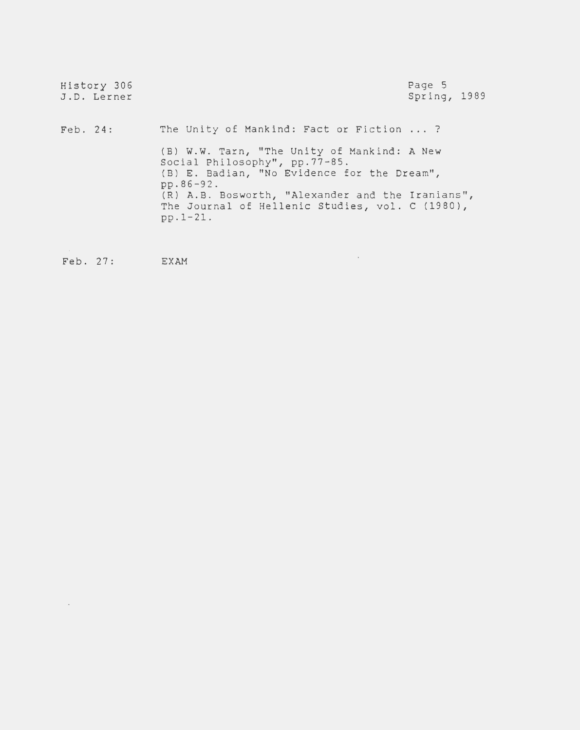Feb. 24: The Unity of Mankind: Fact or Fiction ... ?

(B) W.W. Tarn, "The Unity of Mankind: A New Social Philosophy", pp.77-85.
(B) E. Badian, "No Evidence for the Dream", pp.86-92.
(R) A.B. Bosworth, "Alexander and the Iranians", The Journal of Hellenic Studies, vol. C (1980), pp.1-21.

Feb. 27: EXAM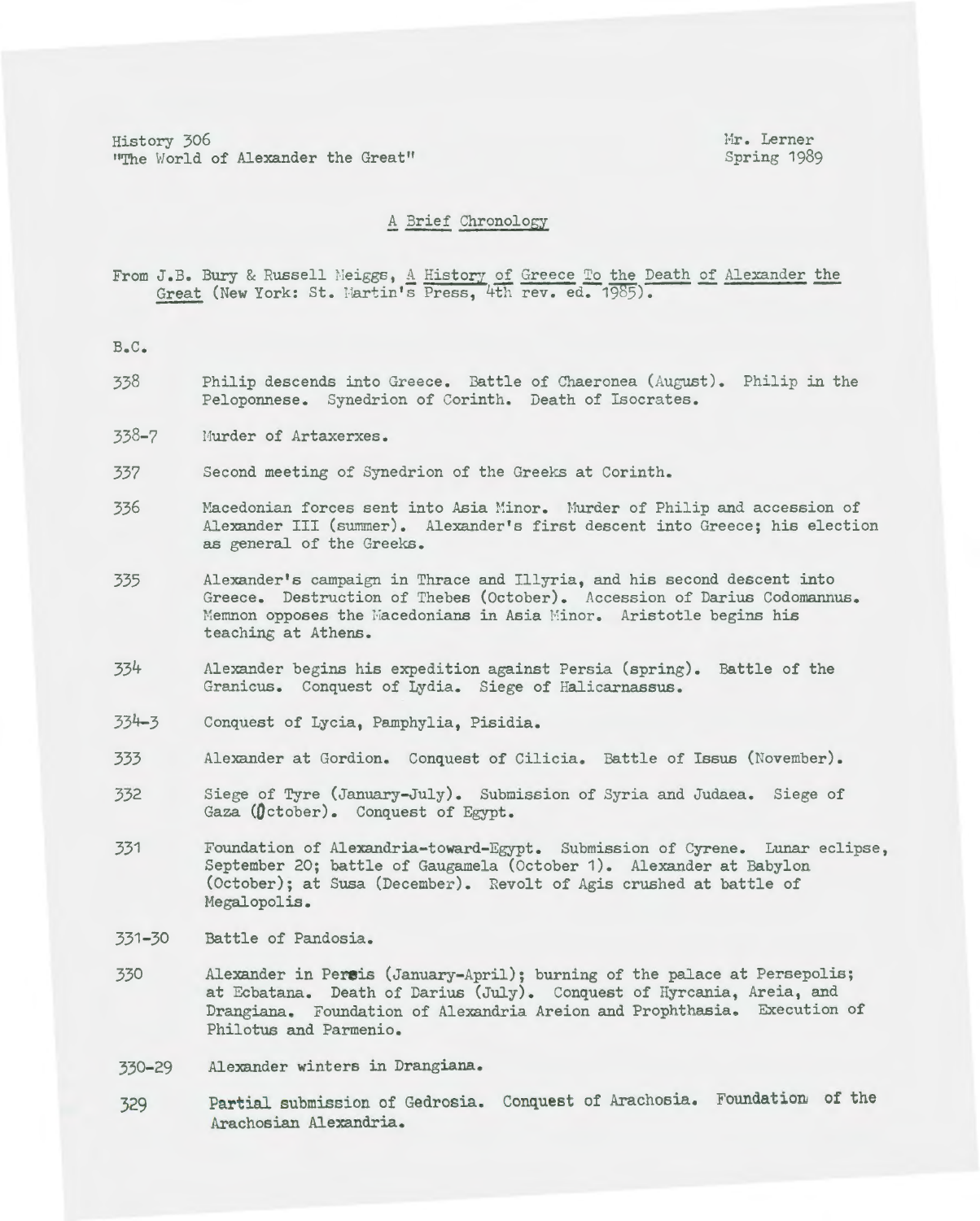History 306
"The World of Alexander the Great"

Mr. Lerner
Spring 1989

## A Brief Chronology

From J.B. Bury & Russell Meiggs, *A History of Greece To the Death of Alexander the Great* (New York: St. Martin's Press, 4th rev. ed. 1985).

B.C.

338 — Philip descends into Greece. Battle of Chaeronea (August). Philip in the Peloponnese. Synedrion of Corinth. Death of Isocrates.

338-7 — Murder of Artaxerxes.

337 — Second meeting of Synedrion of the Greeks at Corinth.

336 — Macedonian forces sent into Asia Minor. Murder of Philip and accession of Alexander III (summer). Alexander's first descent into Greece; his election as general of the Greeks.

335 — Alexander's campaign in Thrace and Illyria, and his second descent into Greece. Destruction of Thebes (October). Accession of Darius Codomannus. Memnon opposes the Macedonians in Asia Minor. Aristotle begins his teaching at Athens.

334 — Alexander begins his expedition against Persia (spring). Battle of the Granicus. Conquest of Lydia. Siege of Halicarnassus.

334-3 — Conquest of Lycia, Pamphylia, Pisidia.

333 — Alexander at Gordion. Conquest of Cilicia. Battle of Issus (November).

332 — Siege of Tyre (January-July). Submission of Syria and Judaea. Siege of Gaza (October). Conquest of Egypt.

331 — Foundation of Alexandria-toward-Egypt. Submission of Cyrene. Lunar eclipse, September 20; battle of Gaugamela (October 1). Alexander at Babylon (October); at Susa (December). Revolt of Agis crushed at battle of Megalopolis.

331-30 — Battle of Pandosia.

330 — Alexander in Persis (January-April); burning of the palace at Persepolis; at Ecbatana. Death of Darius (July). Conquest of Hyrcania, Areia, and Drangiana. Foundation of Alexandria Areion and Prophthasia. Execution of Philotus and Parmenio.

330-29 — Alexander winters in Drangiana.

329 — Partial submission of Gedrosia. Conquest of Arachosia. Foundation of the Arachosian Alexandria.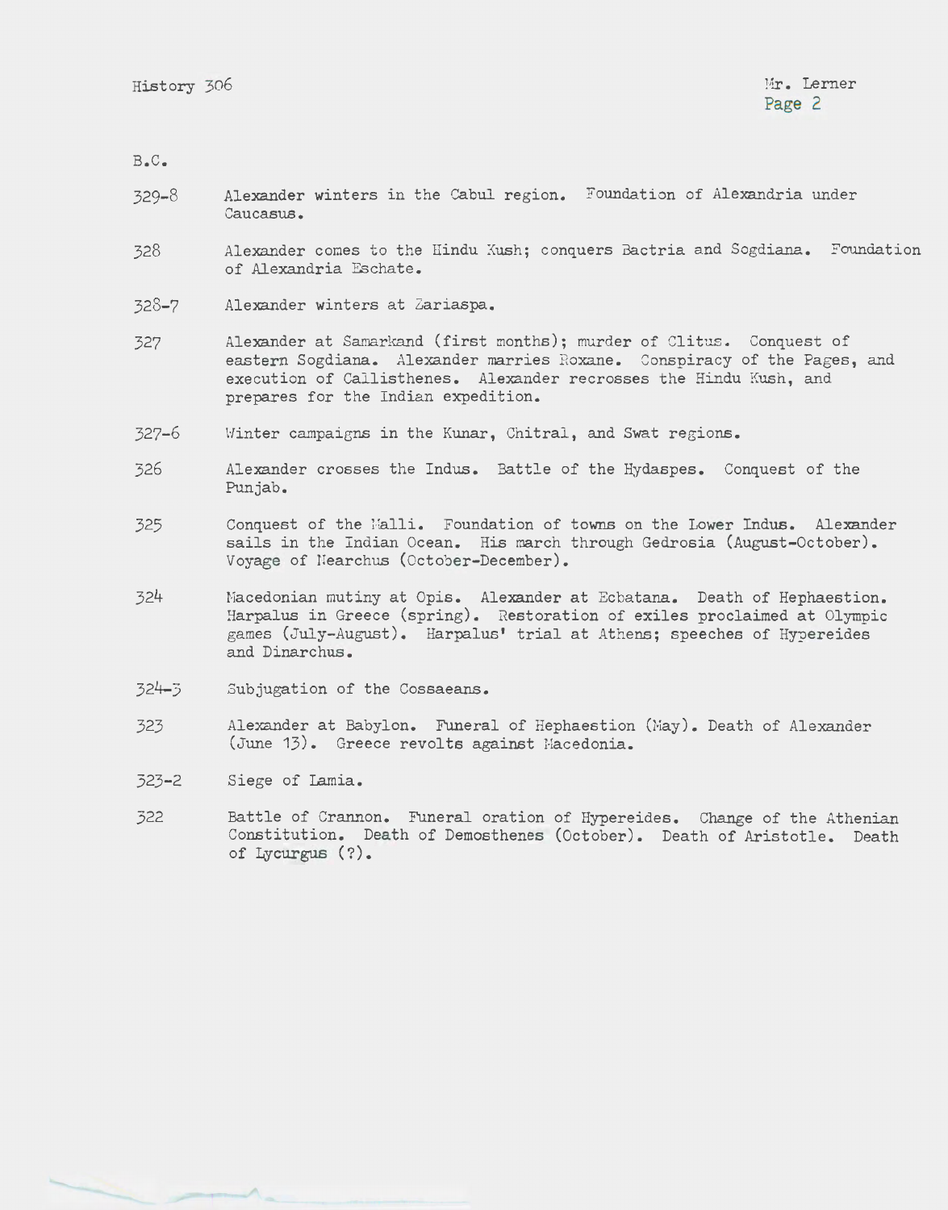B.C.

| | |
|---|---|
| 329-8 | Alexander winters in the Cabul region. Foundation of Alexandria under Caucasus. |
| 328 | Alexander comes to the Hindu Kush; conquers Bactria and Sogdiana. Foundation of Alexandria Eschate. |
| 328-7 | Alexander winters at Zariaspa. |
| 327 | Alexander at Samarkand (first months); murder of Clitus. Conquest of eastern Sogdiana. Alexander marries Roxane. Conspiracy of the Pages, and execution of Callisthenes. Alexander recrosses the Hindu Kush, and prepares for the Indian expedition. |
| 327-6 | Winter campaigns in the Kunar, Chitral, and Swat regions. |
| 326 | Alexander crosses the Indus. Battle of the Hydaspes. Conquest of the Punjab. |
| 325 | Conquest of the Malli. Foundation of towns on the Lower Indus. Alexander sails in the Indian Ocean. His march through Gedrosia (August-October). Voyage of Nearchus (October-December). |
| 324 | Macedonian mutiny at Opis. Alexander at Ecbatana. Death of Hephaestion. Harpalus in Greece (spring). Restoration of exiles proclaimed at Olympic games (July-August). Harpalus' trial at Athens; speeches of Hypereides and Dinarchus. |
| 324-3 | Subjugation of the Cossaeans. |
| 323 | Alexander at Babylon. Funeral of Hephaestion (May). Death of Alexander (June 13). Greece revolts against Macedonia. |
| 323-2 | Siege of Lamia. |
| 322 | Battle of Crannon. Funeral oration of Hypereides. Change of the Athenian Constitution. Death of Demosthenes (October). Death of Aristotle. Death of Lycurgus (?). |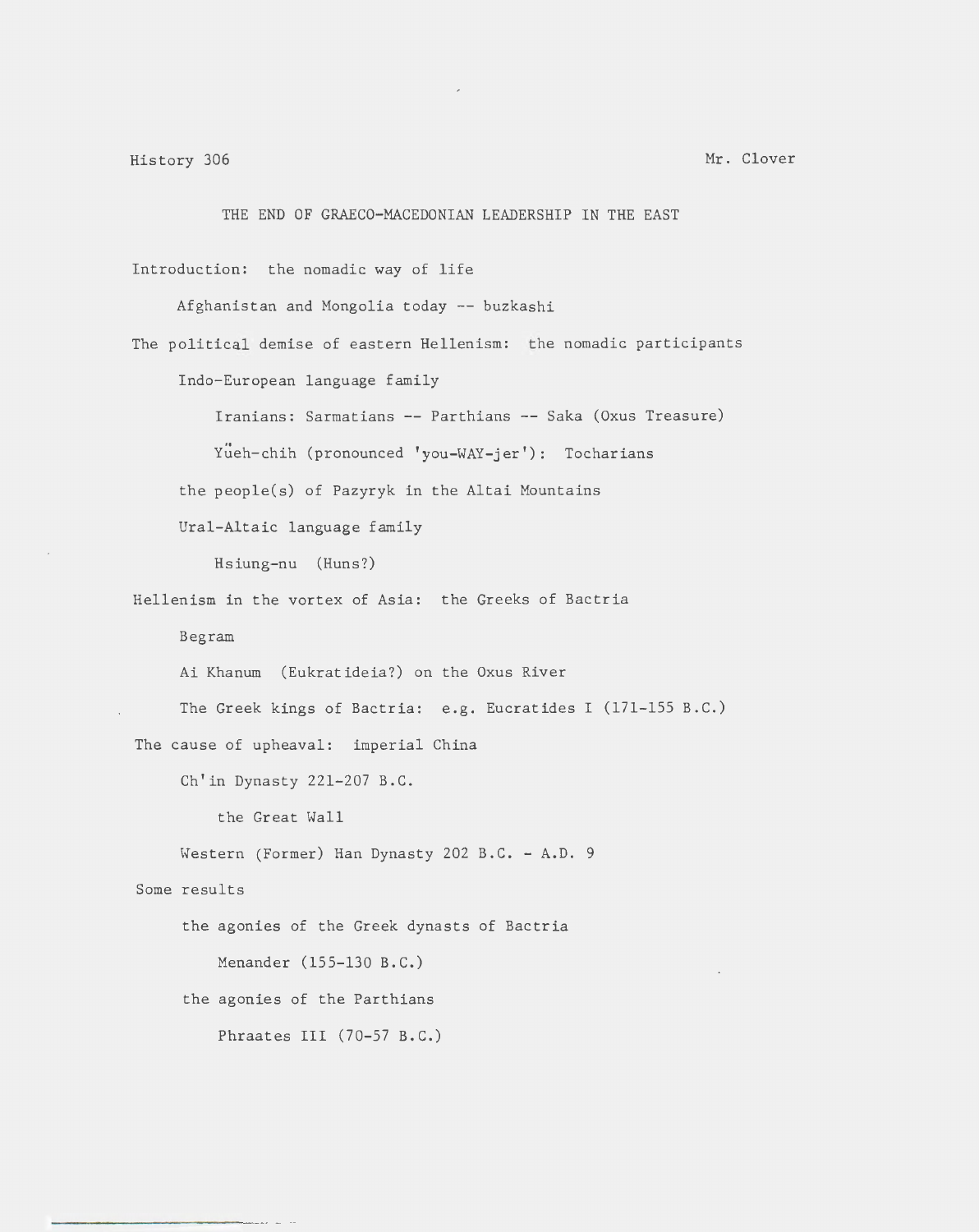History 306 Mr. Clover

## THE END OF GRAECO-MACEDONIAN LEADERSHIP IN THE EAST

Introduction: the nomadic way of life

- Afghanistan and Mongolia today -- buzkashi

The political demise of eastern Hellenism: the nomadic participants

- Indo-European language family
  - Iranians: Sarmatians -- Parthians -- Saka (Oxus Treasure)
  - Yüeh-chih (pronounced 'you-WAY-jer'): Tocharians
- the people(s) of Pazyryk in the Altai Mountains
- Ural-Altaic language family
  - Hsiung-nu (Huns?)

Hellenism in the vortex of Asia: the Greeks of Bactria

- Begram
- Ai Khanum (Eukratideia?) on the Oxus River
- The Greek kings of Bactria: e.g. Eucratides I (171-155 B.C.)

The cause of upheaval: imperial China

- Ch'in Dynasty 221-207 B.C.
  - the Great Wall
- Western (Former) Han Dynasty 202 B.C. - A.D. 9

Some results

- the agonies of the Greek dynasts of Bactria
  - Menander (155-130 B.C.)
- the agonies of the Parthians
  - Phraates III (70-57 B.C.)